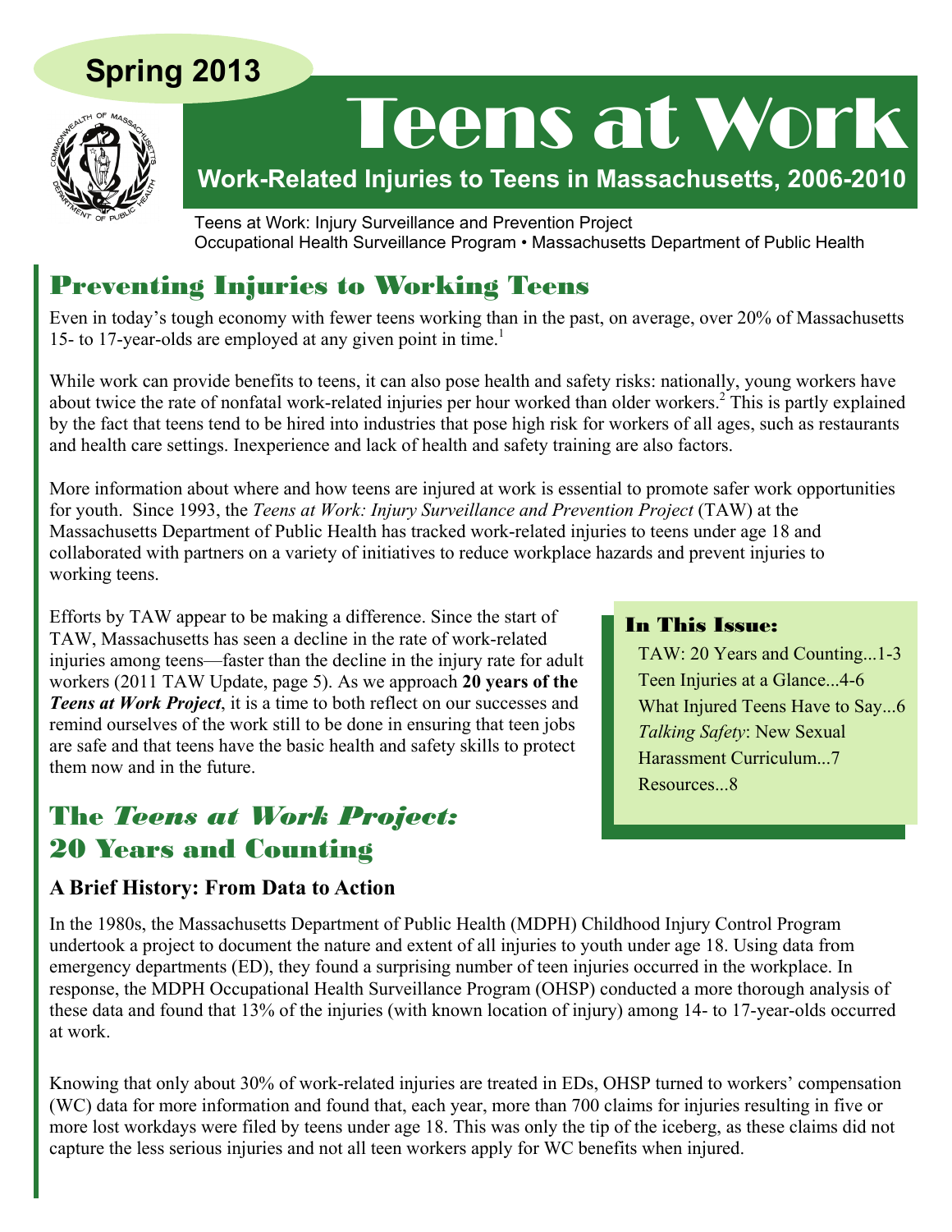Spring 2013

# Teens at Work

## Work-Related Injuries to Teens in Massachusetts, 2006-2010

Teens at Work: Injury Surveillance and Prevention Project
Occupational Health Surveillance Program • Massachusetts Department of Public Health

## Preventing Injuries to Working Teens

Even in today's tough economy with fewer teens working than in the past, on average, over 20% of Massachusetts 15- to 17-year-olds are employed at any given point in time.[1]

While work can provide benefits to teens, it can also pose health and safety risks: nationally, young workers have about twice the rate of nonfatal work-related injuries per hour worked than older workers.[2] This is partly explained by the fact that teens tend to be hired into industries that pose high risk for workers of all ages, such as restaurants and health care settings. Inexperience and lack of health and safety training are also factors.

More information about where and how teens are injured at work is essential to promote safer work opportunities for youth. Since 1993, the *Teens at Work: Injury Surveillance and Prevention Project* (TAW) at the Massachusetts Department of Public Health has tracked work-related injuries to teens under age 18 and collaborated with partners on a variety of initiatives to reduce workplace hazards and prevent injuries to working teens.

Efforts by TAW appear to be making a difference. Since the start of TAW, Massachusetts has seen a decline in the rate of work-related injuries among teens—faster than the decline in the injury rate for adult workers (2011 TAW Update, page 5). As we approach **20 years of the *Teens at Work Project***, it is a time to both reflect on our successes and remind ourselves of the work still to be done in ensuring that teen jobs are safe and that teens have the basic health and safety skills to protect them now and in the future.

**In This Issue:**

- TAW: 20 Years and Counting...1-3
- Teen Injuries at a Glance...4-6
- What Injured Teens Have to Say...6
- *Talking Safety*: New Sexual Harassment Curriculum...7
- Resources...8

## The *Teens at Work Project:* 20 Years and Counting

### A Brief History: From Data to Action

In the 1980s, the Massachusetts Department of Public Health (MDPH) Childhood Injury Control Program undertook a project to document the nature and extent of all injuries to youth under age 18. Using data from emergency departments (ED), they found a surprising number of teen injuries occurred in the workplace. In response, the MDPH Occupational Health Surveillance Program (OHSP) conducted a more thorough analysis of these data and found that 13% of the injuries (with known location of injury) among 14- to 17-year-olds occurred at work.

Knowing that only about 30% of work-related injuries are treated in EDs, OHSP turned to workers' compensation (WC) data for more information and found that, each year, more than 700 claims for injuries resulting in five or more lost workdays were filed by teens under age 18. This was only the tip of the iceberg, as these claims did not capture the less serious injuries and not all teen workers apply for WC benefits when injured.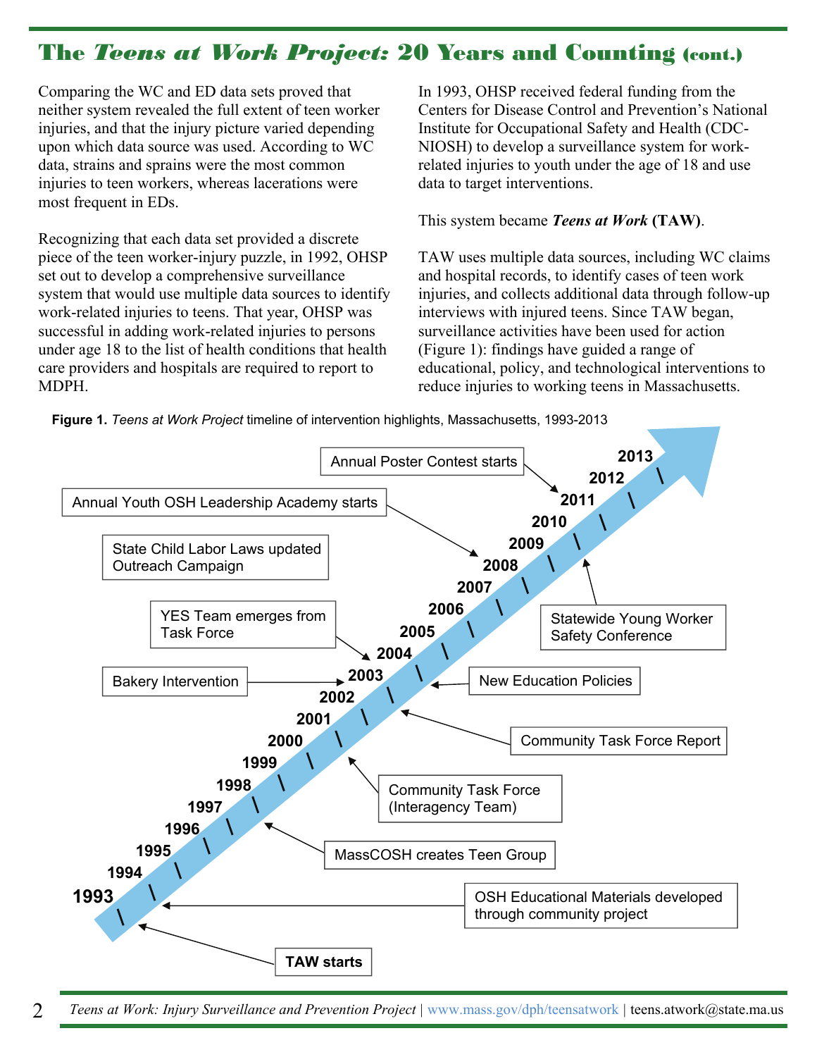## The *Teens at Work Project:* 20 Years and Counting (cont.)

Comparing the WC and ED data sets proved that neither system revealed the full extent of teen worker injuries, and that the injury picture varied depending upon which data source was used. According to WC data, strains and sprains were the most common injuries to teen workers, whereas lacerations were most frequent in EDs.

Recognizing that each data set provided a discrete piece of the teen worker-injury puzzle, in 1992, OHSP set out to develop a comprehensive surveillance system that would use multiple data sources to identify work-related injuries to teens. That year, OHSP was successful in adding work-related injuries to persons under age 18 to the list of health conditions that health care providers and hospitals are required to report to MDPH.

In 1993, OHSP received federal funding from the Centers for Disease Control and Prevention's National Institute for Occupational Safety and Health (CDC-NIOSH) to develop a surveillance system for work-related injuries to youth under the age of 18 and use data to target interventions.

This system became ***Teens at Work*** **(TAW)**.

TAW uses multiple data sources, including WC claims and hospital records, to identify cases of teen work injuries, and collects additional data through follow-up interviews with injured teens. Since TAW began, surveillance activities have been used for action (Figure 1): findings have guided a range of educational, policy, and technological interventions to reduce injuries to working teens in Massachusetts.

**Figure 1.** *Teens at Work Project* timeline of intervention highlights, Massachusetts, 1993-2013

- 1993: **TAW starts**; OSH Educational Materials developed through community project
- 1997: MassCOSH creates Teen Group
- 1999: Community Task Force (Interagency Team)
- 2001: Community Task Force Report
- 2002: New Education Policies
- 2003: Bakery Intervention
- 2004: YES Team emerges from Task Force
- State Child Labor Laws updated; Outreach Campaign
- 2008: Annual Youth OSH Leadership Academy starts
- 2009: Statewide Young Worker Safety Conference
- 2011: Annual Poster Contest starts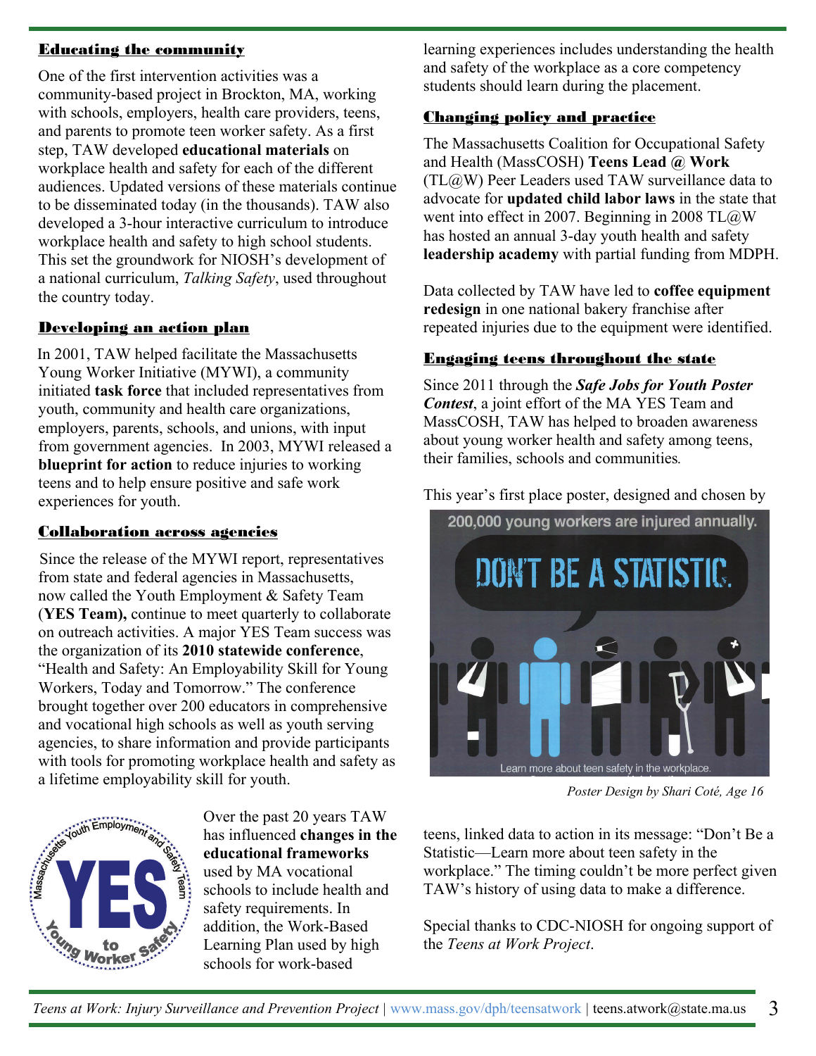## Educating the community

One of the first intervention activities was a community-based project in Brockton, MA, working with schools, employers, health care providers, teens, and parents to promote teen worker safety. As a first step, TAW developed **educational materials** on workplace health and safety for each of the different audiences. Updated versions of these materials continue to be disseminated today (in the thousands). TAW also developed a 3-hour interactive curriculum to introduce workplace health and safety to high school students. This set the groundwork for NIOSH's development of a national curriculum, *Talking Safety*, used throughout the country today.

## Developing an action plan

In 2001, TAW helped facilitate the Massachusetts Young Worker Initiative (MYWI), a community initiated **task force** that included representatives from youth, community and health care organizations, employers, parents, schools, and unions, with input from government agencies. In 2003, MYWI released a **blueprint for action** to reduce injuries to working teens and to help ensure positive and safe work experiences for youth.

## Collaboration across agencies

Since the release of the MYWI report, representatives from state and federal agencies in Massachusetts, now called the Youth Employment & Safety Team (**YES Team),** continue to meet quarterly to collaborate on outreach activities. A major YES Team success was the organization of its **2010 statewide conference**, "Health and Safety: An Employability Skill for Young Workers, Today and Tomorrow." The conference brought together over 200 educators in comprehensive and vocational high schools as well as youth serving agencies, to share information and provide participants with tools for promoting workplace health and safety as a lifetime employability skill for youth.

Over the past 20 years TAW has influenced **changes in the educational frameworks** used by MA vocational schools to include health and safety requirements. In addition, the Work-Based Learning Plan used by high schools for work-based learning experiences includes understanding the health and safety of the workplace as a core competency students should learn during the placement.

## Changing policy and practice

The Massachusetts Coalition for Occupational Safety and Health (MassCOSH) **Teens Lead @ Work** (TL@W) Peer Leaders used TAW surveillance data to advocate for **updated child labor laws** in the state that went into effect in 2007. Beginning in 2008 TL@W has hosted an annual 3-day youth health and safety **leadership academy** with partial funding from MDPH.

Data collected by TAW have led to **coffee equipment redesign** in one national bakery franchise after repeated injuries due to the equipment were identified.

## Engaging teens throughout the state

Since 2011 through the ***Safe Jobs for Youth Poster Contest***, a joint effort of the MA YES Team and MassCOSH, TAW has helped to broaden awareness about young worker health and safety among teens, their families, schools and communities.

This year's first place poster, designed and chosen by teens, linked data to action in its message: "Don't Be a Statistic—Learn more about teen safety in the workplace." The timing couldn't be more perfect given TAW's history of using data to make a difference.

*Poster Design by Shari Coté, Age 16*

Special thanks to CDC-NIOSH for ongoing support of the *Teens at Work Project*.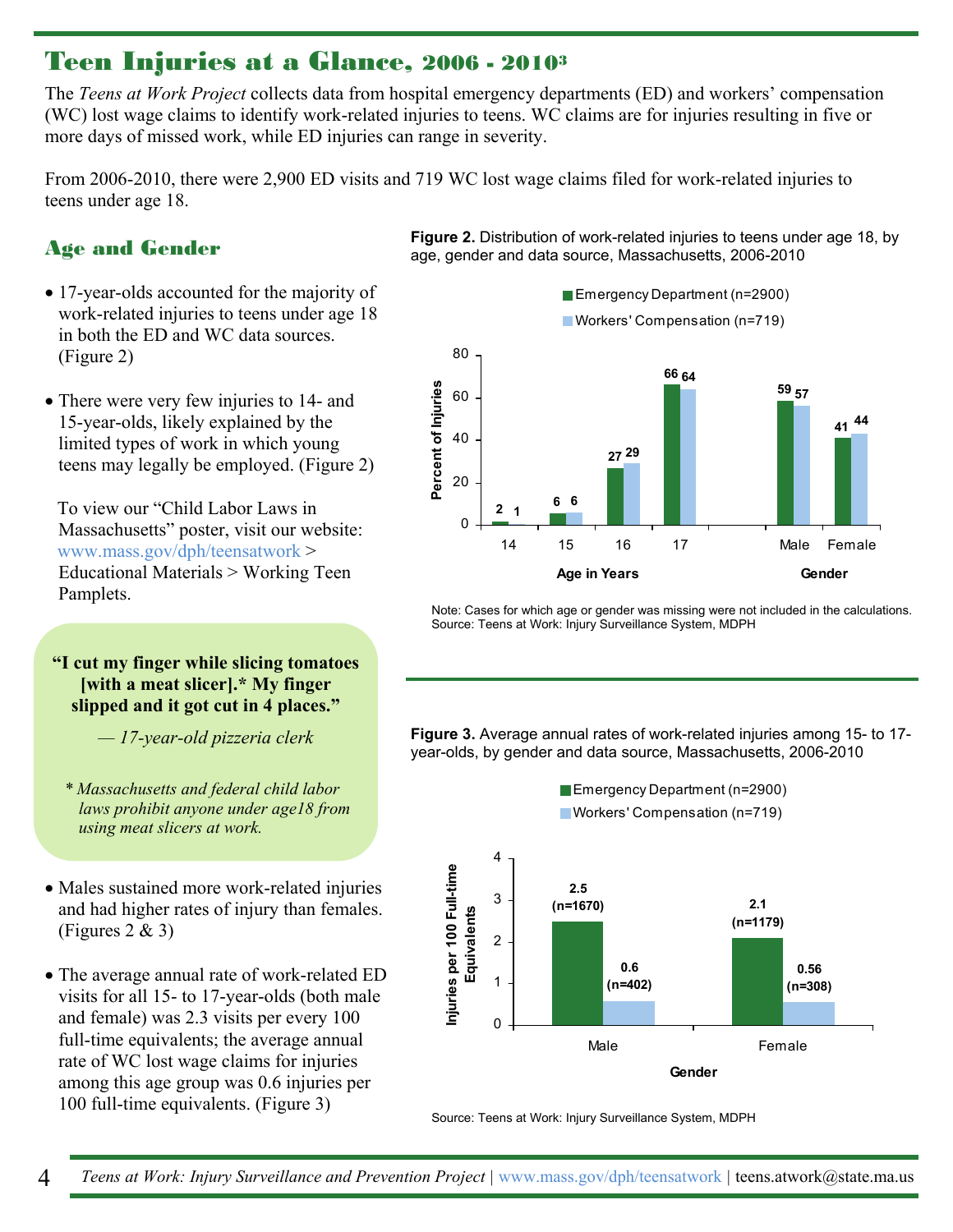# Teen Injuries at a Glance, 2006 - 2010[3]

The *Teens at Work Project* collects data from hospital emergency departments (ED) and workers' compensation (WC) lost wage claims to identify work-related injuries to teens. WC claims are for injuries resulting in five or more days of missed work, while ED injuries can range in severity.

From 2006-2010, there were 2,900 ED visits and 719 WC lost wage claims filed for work-related injuries to teens under age 18.

## Age and Gender

- 17-year-olds accounted for the majority of work-related injuries to teens under age 18 in both the ED and WC data sources. (Figure 2)
- There were very few injuries to 14- and 15-year-olds, likely explained by the limited types of work in which young teens may legally be employed. (Figure 2)

To view our "Child Labor Laws in Massachusetts" poster, visit our website: www.mass.gov/dph/teensatwork > Educational Materials > Working Teen Pamplets.

> **"I cut my finger while slicing tomatoes [with a meat slicer].* My finger slipped and it got cut in 4 places."**
>
> *— 17-year-old pizzeria clerk*
>
> *\* Massachusetts and federal child labor laws prohibit anyone under age18 from using meat slicers at work.*

- Males sustained more work-related injuries and had higher rates of injury than females. (Figures 2 & 3)
- The average annual rate of work-related ED visits for all 15- to 17-year-olds (both male and female) was 2.3 visits per every 100 full-time equivalents; the average annual rate of WC lost wage claims for injuries among this age group was 0.6 injuries per 100 full-time equivalents. (Figure 3)

**Figure 2.** Distribution of work-related injuries to teens under age 18, by age, gender and data source, Massachusetts, 2006-2010

| Percent of Injuries | Emergency Department (n=2900) | Workers' Compensation (n=719) |
|---|---|---|
| Age 14 | 2 | 1 |
| Age 15 | 6 | 6 |
| Age 16 | 27 | 29 |
| Age 17 | 66 | 64 |
| Male | 59 | 57 |
| Female | 41 | 44 |

Note: Cases for which age or gender was missing were not included in the calculations.
Source: Teens at Work: Injury Surveillance System, MDPH

**Figure 3.** Average annual rates of work-related injuries among 15- to 17-year-olds, by gender and data source, Massachusetts, 2006-2010

| Injuries per 100 Full-time Equivalents | Emergency Department (n=2900) | Workers' Compensation (n=719) |
|---|---|---|
| Male | 2.5 (n=1670) | 0.6 (n=402) |
| Female | 2.1 (n=1179) | 0.56 (n=308) |

Source: Teens at Work: Injury Surveillance System, MDPH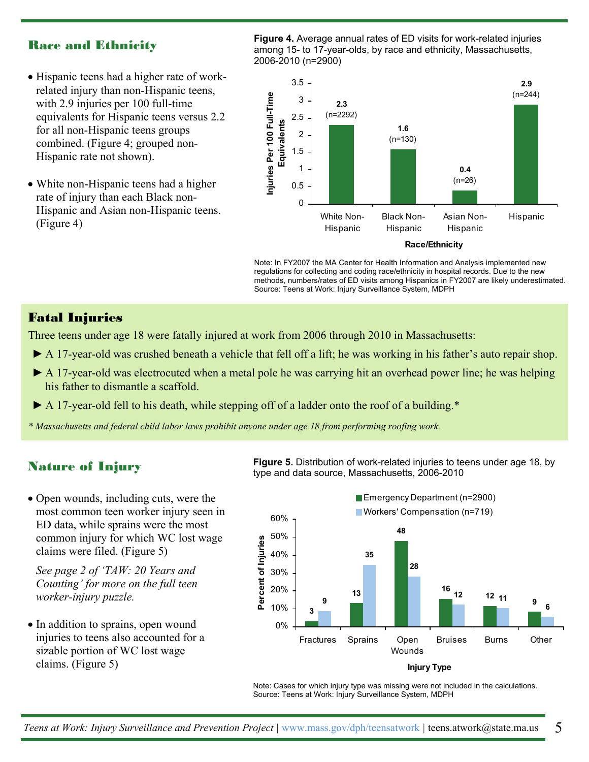## Race and Ethnicity

- Hispanic teens had a higher rate of work-related injury than non-Hispanic teens, with 2.9 injuries per 100 full-time equivalents for Hispanic teens versus 2.2 for all non-Hispanic teens groups combined. (Figure 4; grouped non-Hispanic rate not shown).
- White non-Hispanic teens had a higher rate of injury than each Black non-Hispanic and Asian non-Hispanic teens. (Figure 4)

**Figure 4.** Average annual rates of ED visits for work-related injuries among 15- to 17-year-olds, by race and ethnicity, Massachusetts, 2006-2010 (n=2900)

| Race/Ethnicity | Injuries Per 100 Full-Time Equivalents | n |
|---|---|---|
| White Non-Hispanic | 2.3 | 2292 |
| Black Non-Hispanic | 1.6 | 130 |
| Asian Non-Hispanic | 0.4 | 26 |
| Hispanic | 2.9 | 244 |

Note: In FY2007 the MA Center for Health Information and Analysis implemented new regulations for collecting and coding race/ethnicity in hospital records. Due to the new methods, numbers/rates of ED visits among Hispanics in FY2007 are likely underestimated.
Source: Teens at Work: Injury Surveillance System, MDPH

## Fatal Injuries

Three teens under age 18 were fatally injured at work from 2006 through 2010 in Massachusetts:

- ► A 17-year-old was crushed beneath a vehicle that fell off a lift; he was working in his father's auto repair shop.
- ► A 17-year-old was electrocuted when a metal pole he was carrying hit an overhead power line; he was helping his father to dismantle a scaffold.
- ► A 17-year-old fell to his death, while stepping off of a ladder onto the roof of a building.*

*\* Massachusetts and federal child labor laws prohibit anyone under age 18 from performing roofing work.*

## Nature of Injury

- Open wounds, including cuts, were the most common teen worker injury seen in ED data, while sprains were the most common injury for which WC lost wage claims were filed. (Figure 5)

  *See page 2 of 'TAW: 20 Years and Counting' for more on the full teen worker-injury puzzle.*

- In addition to sprains, open wound injuries to teens also accounted for a sizable portion of WC lost wage claims. (Figure 5)

**Figure 5.** Distribution of work-related injuries to teens under age 18, by type and data source, Massachusetts, 2006-2010

| Injury Type | Emergency Department (n=2900) % | Workers' Compensation (n=719) % |
|---|---|---|
| Fractures | 3 | 9 |
| Sprains | 13 | 35 |
| Open Wounds | 48 | 28 |
| Bruises | 16 | 12 |
| Burns | 12 | 11 |
| Other | 9 | 6 |

Note: Cases for which injury type was missing were not included in the calculations.
Source: Teens at Work: Injury Surveillance System, MDPH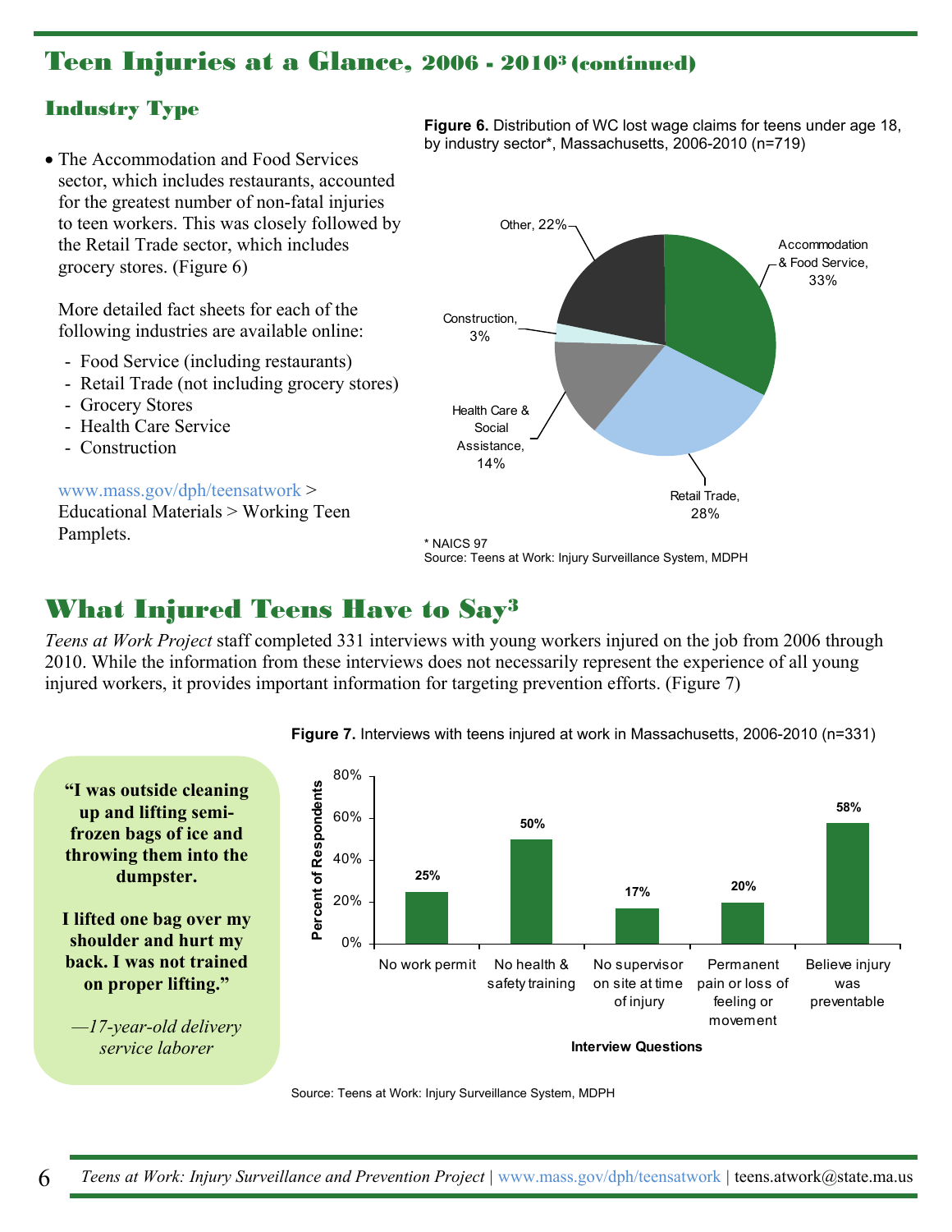## Teen Injuries at a Glance, 2006 - 2010[3] (continued)

### Industry Type

- The Accommodation and Food Services sector, which includes restaurants, accounted for the greatest number of non-fatal injuries to teen workers. This was closely followed by the Retail Trade sector, which includes grocery stores. (Figure 6)

More detailed fact sheets for each of the following industries are available online:

- Food Service (including restaurants)
- Retail Trade (not including grocery stores)
- Grocery Stores
- Health Care Service
- Construction

www.mass.gov/dph/teensatwork > Educational Materials > Working Teen Pamplets.

**Figure 6.** Distribution of WC lost wage claims for teens under age 18, by industry sector*, Massachusetts, 2006-2010 (n=719)

| Industry sector | Percent |
|---|---|
| Accommodation & Food Service | 33% |
| Retail Trade | 28% |
| Health Care & Social Assistance | 14% |
| Construction | 3% |
| Other | 22% |

\* NAICS 97
Source: Teens at Work: Injury Surveillance System, MDPH

## What Injured Teens Have to Say[3]

*Teens at Work Project* staff completed 331 interviews with young workers injured on the job from 2006 through 2010. While the information from these interviews does not necessarily represent the experience of all young injured workers, it provides important information for targeting prevention efforts. (Figure 7)

> **"I was outside cleaning up and lifting semi-frozen bags of ice and throwing them into the dumpster.**
>
> **I lifted one bag over my shoulder and hurt my back. I was not trained on proper lifting."**
>
> *—17-year-old delivery service laborer*

**Figure 7.** Interviews with teens injured at work in Massachusetts, 2006-2010 (n=331)

| Interview Questions | Percent of Respondents |
|---|---|
| No work permit | 25% |
| No health & safety training | 50% |
| No supervisor on site at time of injury | 17% |
| Permanent pain or loss of feeling or movement | 20% |
| Believe injury was preventable | 58% |

Source: Teens at Work: Injury Surveillance System, MDPH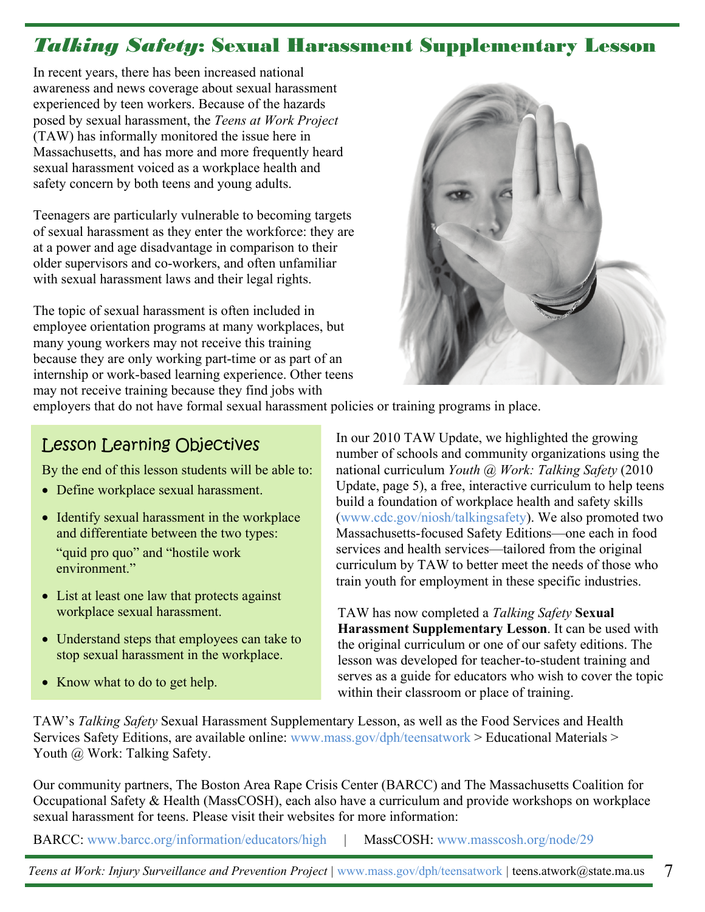# *Talking Safety*: Sexual Harassment Supplementary Lesson

In recent years, there has been increased national awareness and news coverage about sexual harassment experienced by teen workers. Because of the hazards posed by sexual harassment, the *Teens at Work Project* (TAW) has informally monitored the issue here in Massachusetts, and has more and more frequently heard sexual harassment voiced as a workplace health and safety concern by both teens and young adults.

Teenagers are particularly vulnerable to becoming targets of sexual harassment as they enter the workforce: they are at a power and age disadvantage in comparison to their older supervisors and co-workers, and often unfamiliar with sexual harassment laws and their legal rights.

The topic of sexual harassment is often included in employee orientation programs at many workplaces, but many young workers may not receive this training because they are only working part-time or as part of an internship or work-based learning experience. Other teens may not receive training because they find jobs with employers that do not have formal sexual harassment policies or training programs in place.

## Lesson Learning Objectives

By the end of this lesson students will be able to:

- Define workplace sexual harassment.
- Identify sexual harassment in the workplace and differentiate between the two types: "quid pro quo" and "hostile work environment."
- List at least one law that protects against workplace sexual harassment.
- Understand steps that employees can take to stop sexual harassment in the workplace.
- Know what to do to get help.

In our 2010 TAW Update, we highlighted the growing number of schools and community organizations using the national curriculum *Youth @ Work: Talking Safety* (2010 Update, page 5), a free, interactive curriculum to help teens build a foundation of workplace health and safety skills (www.cdc.gov/niosh/talkingsafety). We also promoted two Massachusetts-focused Safety Editions—one each in food services and health services—tailored from the original curriculum by TAW to better meet the needs of those who train youth for employment in these specific industries.

TAW has now completed a *Talking Safety* **Sexual Harassment Supplementary Lesson**. It can be used with the original curriculum or one of our safety editions. The lesson was developed for teacher-to-student training and serves as a guide for educators who wish to cover the topic within their classroom or place of training.

TAW's *Talking Safety* Sexual Harassment Supplementary Lesson, as well as the Food Services and Health Services Safety Editions, are available online: www.mass.gov/dph/teensatwork > Educational Materials > Youth @ Work: Talking Safety.

Our community partners, The Boston Area Rape Crisis Center (BARCC) and The Massachusetts Coalition for Occupational Safety & Health (MassCOSH), each also have a curriculum and provide workshops on workplace sexual harassment for teens. Please visit their websites for more information:

BARCC: www.barcc.org/information/educators/high | MassCOSH: www.masscosh.org/node/29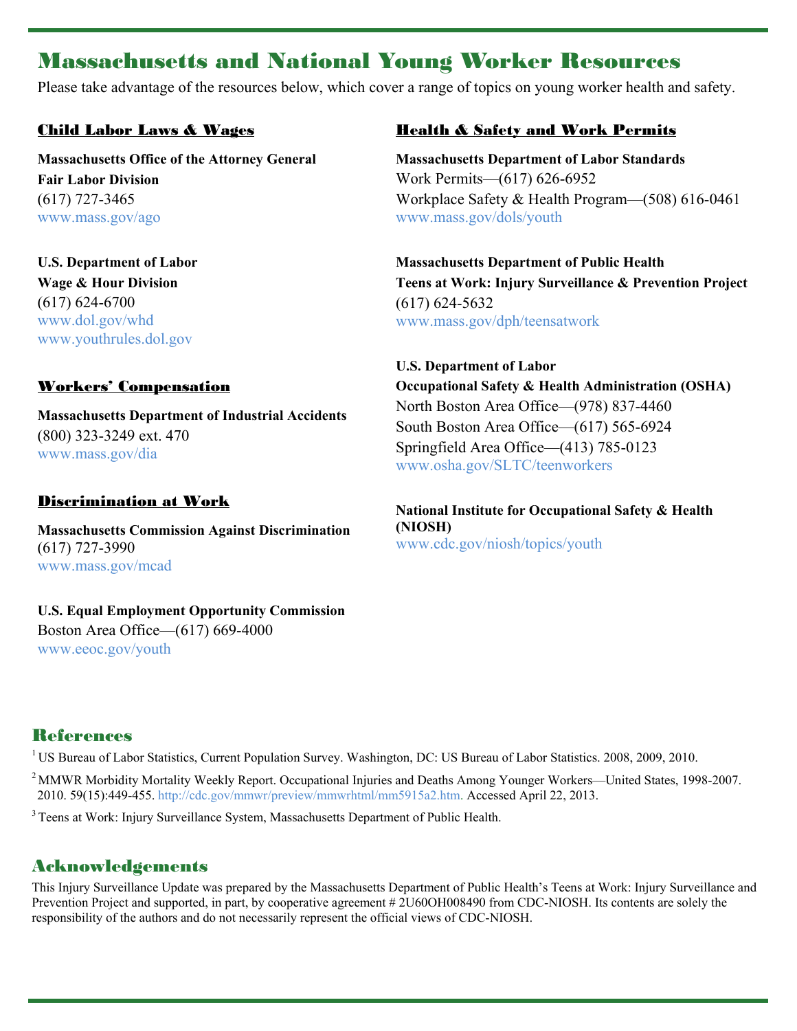# Massachusetts and National Young Worker Resources

Please take advantage of the resources below, which cover a range of topics on young worker health and safety.

## Child Labor Laws & Wages

**Massachusetts Office of the Attorney General**
**Fair Labor Division**
(617) 727-3465
www.mass.gov/ago

**U.S. Department of Labor**
**Wage & Hour Division**
(617) 624-6700
www.dol.gov/whd
www.youthrules.dol.gov

## Workers' Compensation

**Massachusetts Department of Industrial Accidents**
(800) 323-3249 ext. 470
www.mass.gov/dia

## Discrimination at Work

**Massachusetts Commission Against Discrimination**
(617) 727-3990
www.mass.gov/mcad

**U.S. Equal Employment Opportunity Commission**
Boston Area Office—(617) 669-4000
www.eeoc.gov/youth

## Health & Safety and Work Permits

**Massachusetts Department of Labor Standards**
Work Permits—(617) 626-6952
Workplace Safety & Health Program—(508) 616-0461
www.mass.gov/dols/youth

**Massachusetts Department of Public Health**
**Teens at Work: Injury Surveillance & Prevention Project**
(617) 624-5632
www.mass.gov/dph/teensatwork

**U.S. Department of Labor**
**Occupational Safety & Health Administration (OSHA)**
North Boston Area Office—(978) 837-4460
South Boston Area Office—(617) 565-6924
Springfield Area Office—(413) 785-0123
www.osha.gov/SLTC/teenworkers

**National Institute for Occupational Safety & Health (NIOSH)**
www.cdc.gov/niosh/topics/youth

## References

[1] US Bureau of Labor Statistics, Current Population Survey. Washington, DC: US Bureau of Labor Statistics. 2008, 2009, 2010.

[2] MMWR Morbidity Mortality Weekly Report. Occupational Injuries and Deaths Among Younger Workers—United States, 1998-2007. 2010. 59(15):449-455. http://cdc.gov/mmwr/preview/mmwrhtml/mm5915a2.htm. Accessed April 22, 2013.

[3] Teens at Work: Injury Surveillance System, Massachusetts Department of Public Health.

## Acknowledgements

This Injury Surveillance Update was prepared by the Massachusetts Department of Public Health's Teens at Work: Injury Surveillance and Prevention Project and supported, in part, by cooperative agreement # 2U60OH008490 from CDC-NIOSH. Its contents are solely the responsibility of the authors and do not necessarily represent the official views of CDC-NIOSH.